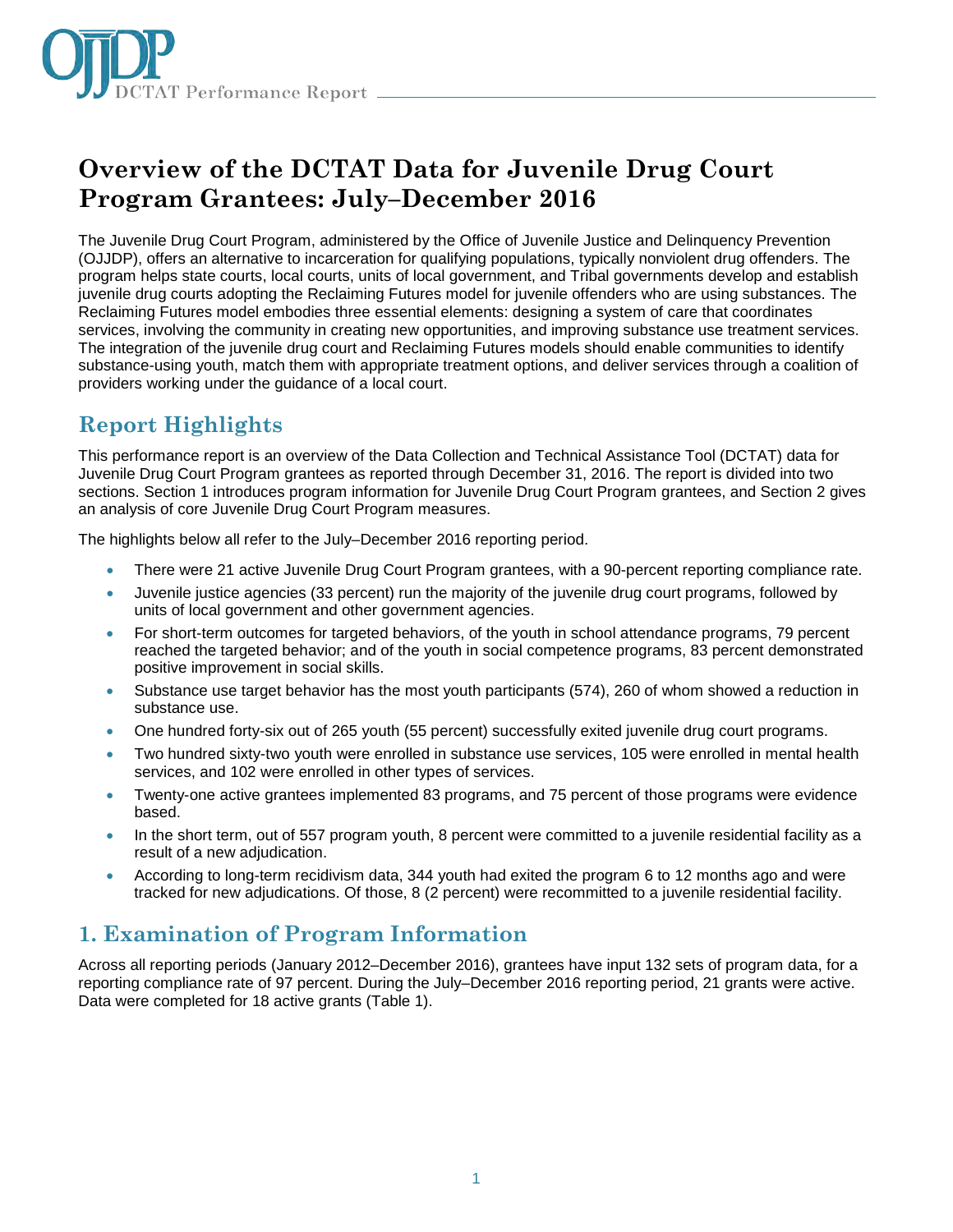# Overview of the DCTAT Data for Juvenile Drug Court Program Grantees: July–December 2016

The Juvenile Drug Court Program, administered by the Office of Juvenile Justice and Delinquency Prevention (OJJDP), offers an alternative to incarceration for qualifying populations, typically nonviolent drug offenders. The program helps state courts, local courts, units of local government, and Tribal governments develop and establish juvenile drug courts adopting the Reclaiming Futures model for juvenile offenders who are using substances. The Reclaiming Futures model embodies three essential elements: designing a system of care that coordinates services, involving the community in creating new opportunities, and improving substance use treatment services. The integration of the juvenile drug court and Reclaiming Futures models should enable communities to identify substance-using youth, match them with appropriate treatment options, and deliver services through a coalition of providers working under the guidance of a local court.

## Report Highlights

This performance report is an overview of the Data Collection and Technical Assistance Tool (DCTAT) data for Juvenile Drug Court Program grantees as reported through December 31, 2016. The report is divided into two sections. Section 1 introduces program information for Juvenile Drug Court Program grantees, and Section 2 gives an analysis of core Juvenile Drug Court Program measures.

The highlights below all refer to the July–December 2016 reporting period.

- There were 21 active Juvenile Drug Court Program grantees, with a 90-percent reporting compliance rate.
- Juvenile justice agencies (33 percent) run the majority of the juvenile drug court programs, followed by units of local government and other government agencies.
- For short-term outcomes for targeted behaviors, of the youth in school attendance programs, 79 percent reached the targeted behavior; and of the youth in social competence programs, 83 percent demonstrated positive improvement in social skills.
- Substance use target behavior has the most youth participants (574), 260 of whom showed a reduction in substance use.
- One hundred forty-six out of 265 youth (55 percent) successfully exited juvenile drug court programs.
- Two hundred sixty-two youth were enrolled in substance use services, 105 were enrolled in mental health services, and 102 were enrolled in other types of services.
- Twenty-one active grantees implemented 83 programs, and 75 percent of those programs were evidence based.
- In the short term, out of 557 program youth, 8 percent were committed to a juvenile residential facility as a result of a new adjudication.
- According to long-term recidivism data, 344 youth had exited the program 6 to 12 months ago and were tracked for new adjudications. Of those, 8 (2 percent) were recommitted to a juvenile residential facility.

## 1. Examination of Program Information

Across all reporting periods (January 2012–December 2016), grantees have input 132 sets of program data, for a reporting compliance rate of 97 percent. During the July–December 2016 reporting period, 21 grants were active. Data were completed for 18 active grants (Table 1).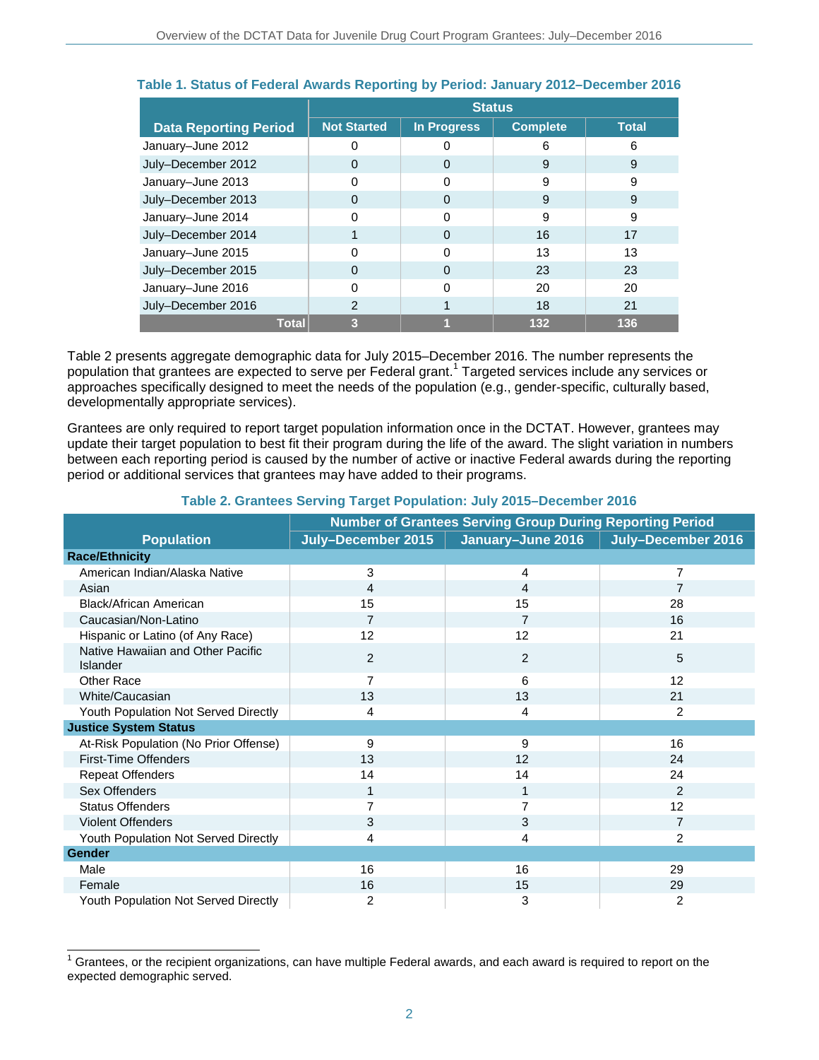**Table 1. Status of Federal Awards Reporting by Period: January 2012–December 2016**

| Data Reporting Period | Status | | | |
|---|---|---|---|---|
| | Not Started | In Progress | Complete | Total |
| January–June 2012 | 0 | 0 | 6 | 6 |
| July–December 2012 | 0 | 0 | 9 | 9 |
| January–June 2013 | 0 | 0 | 9 | 9 |
| July–December 2013 | 0 | 0 | 9 | 9 |
| January–June 2014 | 0 | 0 | 9 | 9 |
| July–December 2014 | 1 | 0 | 16 | 17 |
| January–June 2015 | 0 | 0 | 13 | 13 |
| July–December 2015 | 0 | 0 | 23 | 23 |
| January–June 2016 | 0 | 0 | 20 | 20 |
| July–December 2016 | 2 | 1 | 18 | 21 |
| **Total** | **3** | **1** | **132** | **136** |

Table 2 presents aggregate demographic data for July 2015–December 2016. The number represents the population that grantees are expected to serve per Federal grant.[1] Targeted services include any services or approaches specifically designed to meet the needs of the population (e.g., gender-specific, culturally based, developmentally appropriate services).

Grantees are only required to report target population information once in the DCTAT. However, grantees may update their target population to best fit their program during the life of the award. The slight variation in numbers between each reporting period is caused by the number of active or inactive Federal awards during the reporting period or additional services that grantees may have added to their programs.

**Table 2. Grantees Serving Target Population: July 2015–December 2016**

| Population | Number of Grantees Serving Group During Reporting Period | | |
|---|---|---|---|
| | July–December 2015 | January–June 2016 | July–December 2016 |
| **Race/Ethnicity** | | | |
| American Indian/Alaska Native | 3 | 4 | 7 |
| Asian | 4 | 4 | 7 |
| Black/African American | 15 | 15 | 28 |
| Caucasian/Non-Latino | 7 | 7 | 16 |
| Hispanic or Latino (of Any Race) | 12 | 12 | 21 |
| Native Hawaiian and Other Pacific Islander | 2 | 2 | 5 |
| Other Race | 7 | 6 | 12 |
| White/Caucasian | 13 | 13 | 21 |
| Youth Population Not Served Directly | 4 | 4 | 2 |
| **Justice System Status** | | | |
| At-Risk Population (No Prior Offense) | 9 | 9 | 16 |
| First-Time Offenders | 13 | 12 | 24 |
| Repeat Offenders | 14 | 14 | 24 |
| Sex Offenders | 1 | 1 | 2 |
| Status Offenders | 7 | 7 | 12 |
| Violent Offenders | 3 | 3 | 7 |
| Youth Population Not Served Directly | 4 | 4 | 2 |
| **Gender** | | | |
| Male | 16 | 16 | 29 |
| Female | 16 | 15 | 29 |
| Youth Population Not Served Directly | 2 | 3 | 2 |

[1] Grantees, or the recipient organizations, can have multiple Federal awards, and each award is required to report on the expected demographic served.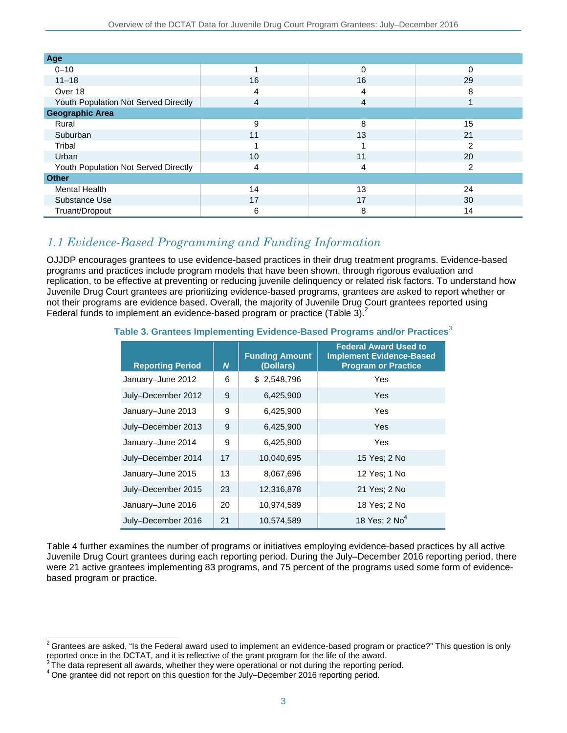| | | | |
|---|---|---|---|
| **Age** | | | |
| 0–10 | 1 | 0 | 0 |
| 11–18 | 16 | 16 | 29 |
| Over 18 | 4 | 4 | 8 |
| Youth Population Not Served Directly | 4 | 4 | 1 |
| **Geographic Area** | | | |
| Rural | 9 | 8 | 15 |
| Suburban | 11 | 13 | 21 |
| Tribal | 1 | 1 | 2 |
| Urban | 10 | 11 | 20 |
| Youth Population Not Served Directly | 4 | 4 | 2 |
| **Other** | | | |
| Mental Health | 14 | 13 | 24 |
| Substance Use | 17 | 17 | 30 |
| Truant/Dropout | 6 | 8 | 14 |

## *1.1 Evidence-Based Programming and Funding Information*

OJJDP encourages grantees to use evidence-based practices in their drug treatment programs. Evidence-based programs and practices include program models that have been shown, through rigorous evaluation and replication, to be effective at preventing or reducing juvenile delinquency or related risk factors. To understand how Juvenile Drug Court grantees are prioritizing evidence-based programs, grantees are asked to report whether or not their programs are evidence based. Overall, the majority of Juvenile Drug Court grantees reported using Federal funds to implement an evidence-based program or practice (Table 3).[2]

**Table 3. Grantees Implementing Evidence-Based Programs and/or Practices**[3]

| Reporting Period | *N* | Funding Amount (Dollars) | Federal Award Used to Implement Evidence-Based Program or Practice |
|---|---|---|---|
| January–June 2012 | 6 | $ 2,548,796 | Yes |
| July–December 2012 | 9 | 6,425,900 | Yes |
| January–June 2013 | 9 | 6,425,900 | Yes |
| July–December 2013 | 9 | 6,425,900 | Yes |
| January–June 2014 | 9 | 6,425,900 | Yes |
| July–December 2014 | 17 | 10,040,695 | 15 Yes; 2 No |
| January–June 2015 | 13 | 8,067,696 | 12 Yes; 1 No |
| July–December 2015 | 23 | 12,316,878 | 21 Yes; 2 No |
| January–June 2016 | 20 | 10,974,589 | 18 Yes; 2 No |
| July–December 2016 | 21 | 10,574,589 | 18 Yes; 2 No[4] |

Table 4 further examines the number of programs or initiatives employing evidence-based practices by all active Juvenile Drug Court grantees during each reporting period. During the July–December 2016 reporting period, there were 21 active grantees implementing 83 programs, and 75 percent of the programs used some form of evidence-based program or practice.

---

[2] Grantees are asked, "Is the Federal award used to implement an evidence-based program or practice?" This question is only reported once in the DCTAT, and it is reflective of the grant program for the life of the award.

[3] The data represent all awards, whether they were operational or not during the reporting period.

[4] One grantee did not report on this question for the July–December 2016 reporting period.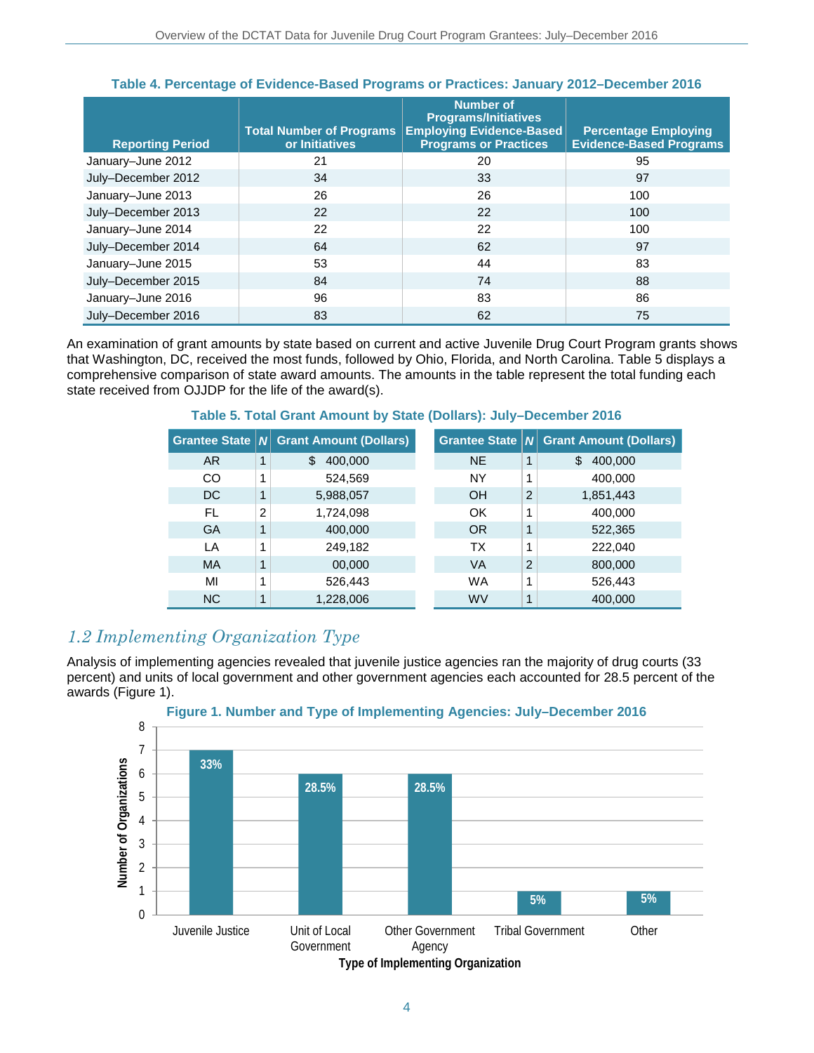**Table 4. Percentage of Evidence-Based Programs or Practices: January 2012–December 2016**

| Reporting Period | Total Number of Programs or Initiatives | Number of Programs/Initiatives Employing Evidence-Based Programs or Practices | Percentage Employing Evidence-Based Programs |
|---|---|---|---|
| January–June 2012 | 21 | 20 | 95 |
| July–December 2012 | 34 | 33 | 97 |
| January–June 2013 | 26 | 26 | 100 |
| July–December 2013 | 22 | 22 | 100 |
| January–June 2014 | 22 | 22 | 100 |
| July–December 2014 | 64 | 62 | 97 |
| January–June 2015 | 53 | 44 | 83 |
| July–December 2015 | 84 | 74 | 88 |
| January–June 2016 | 96 | 83 | 86 |
| July–December 2016 | 83 | 62 | 75 |

An examination of grant amounts by state based on current and active Juvenile Drug Court Program grants shows that Washington, DC, received the most funds, followed by Ohio, Florida, and North Carolina. Table 5 displays a comprehensive comparison of state award amounts. The amounts in the table represent the total funding each state received from OJJDP for the life of the award(s).

**Table 5. Total Grant Amount by State (Dollars): July–December 2016**

| Grantee State | N | Grant Amount (Dollars) | Grantee State | N | Grant Amount (Dollars) |
|---|---|---|---|---|---|
| AR | 1 | $ 400,000 | NE | 1 | $ 400,000 |
| CO | 1 | 524,569 | NY | 1 | 400,000 |
| DC | 1 | 5,988,057 | OH | 2 | 1,851,443 |
| FL | 2 | 1,724,098 | OK | 1 | 400,000 |
| GA | 1 | 400,000 | OR | 1 | 522,365 |
| LA | 1 | 249,182 | TX | 1 | 222,040 |
| MA | 1 | 00,000 | VA | 2 | 800,000 |
| MI | 1 | 526,443 | WA | 1 | 526,443 |
| NC | 1 | 1,228,006 | WV | 1 | 400,000 |

## *1.2 Implementing Organization Type*

Analysis of implementing agencies revealed that juvenile justice agencies ran the majority of drug courts (33 percent) and units of local government and other government agencies each accounted for 28.5 percent of the awards (Figure 1).

**Figure 1. Number and Type of Implementing Agencies: July–December 2016**

| Type of Implementing Organization | Number of Organizations | Percent |
|---|---|---|
| Juvenile Justice | 7 | 33% |
| Unit of Local Government | 6 | 28.5% |
| Other Government Agency | 6 | 28.5% |
| Tribal Government | 1 | 5% |
| Other | 1 | 5% |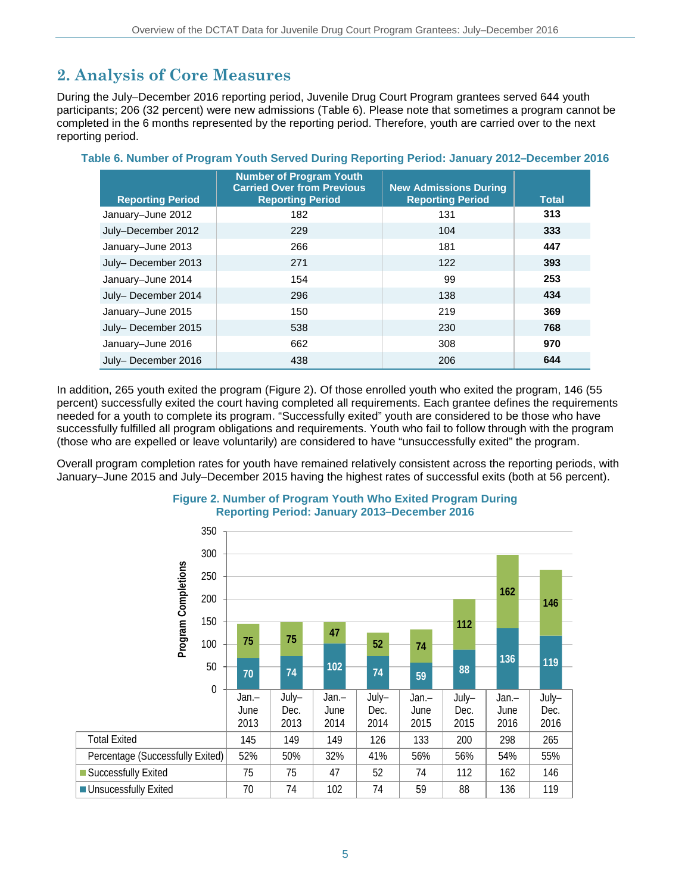## 2. Analysis of Core Measures

During the July–December 2016 reporting period, Juvenile Drug Court Program grantees served 644 youth participants; 206 (32 percent) were new admissions (Table 6). Please note that sometimes a program cannot be completed in the 6 months represented by the reporting period. Therefore, youth are carried over to the next reporting period.

**Table 6. Number of Program Youth Served During Reporting Period: January 2012–December 2016**

| Reporting Period | Number of Program Youth Carried Over from Previous Reporting Period | New Admissions During Reporting Period | Total |
|---|---|---|---|
| January–June 2012 | 182 | 131 | **313** |
| July–December 2012 | 229 | 104 | **333** |
| January–June 2013 | 266 | 181 | **447** |
| July– December 2013 | 271 | 122 | **393** |
| January–June 2014 | 154 | 99 | **253** |
| July– December 2014 | 296 | 138 | **434** |
| January–June 2015 | 150 | 219 | **369** |
| July– December 2015 | 538 | 230 | **768** |
| January–June 2016 | 662 | 308 | **970** |
| July– December 2016 | 438 | 206 | **644** |

In addition, 265 youth exited the program (Figure 2). Of those enrolled youth who exited the program, 146 (55 percent) successfully exited the court having completed all requirements. Each grantee defines the requirements needed for a youth to complete its program. "Successfully exited" youth are considered to be those who have successfully fulfilled all program obligations and requirements. Youth who fail to follow through with the program (those who are expelled or leave voluntarily) are considered to have "unsuccessfully exited" the program.

Overall program completion rates for youth have remained relatively consistent across the reporting periods, with January–June 2015 and July–December 2015 having the highest rates of successful exits (both at 56 percent).

**Figure 2. Number of Program Youth Who Exited Program During Reporting Period: January 2013–December 2016**

| | Jan.–June 2013 | July–Dec. 2013 | Jan.–June 2014 | July–Dec. 2014 | Jan.–June 2015 | July–Dec. 2015 | Jan.–June 2016 | July–Dec. 2016 |
|---|---|---|---|---|---|---|---|---|
| Total Exited | 145 | 149 | 149 | 126 | 133 | 200 | 298 | 265 |
| Percentage (Successfully Exited) | 52% | 50% | 32% | 41% | 56% | 56% | 54% | 55% |
| Successfully Exited | 75 | 75 | 47 | 52 | 74 | 112 | 162 | 146 |
| Unsuccessfully Exited | 70 | 74 | 102 | 74 | 59 | 88 | 136 | 119 |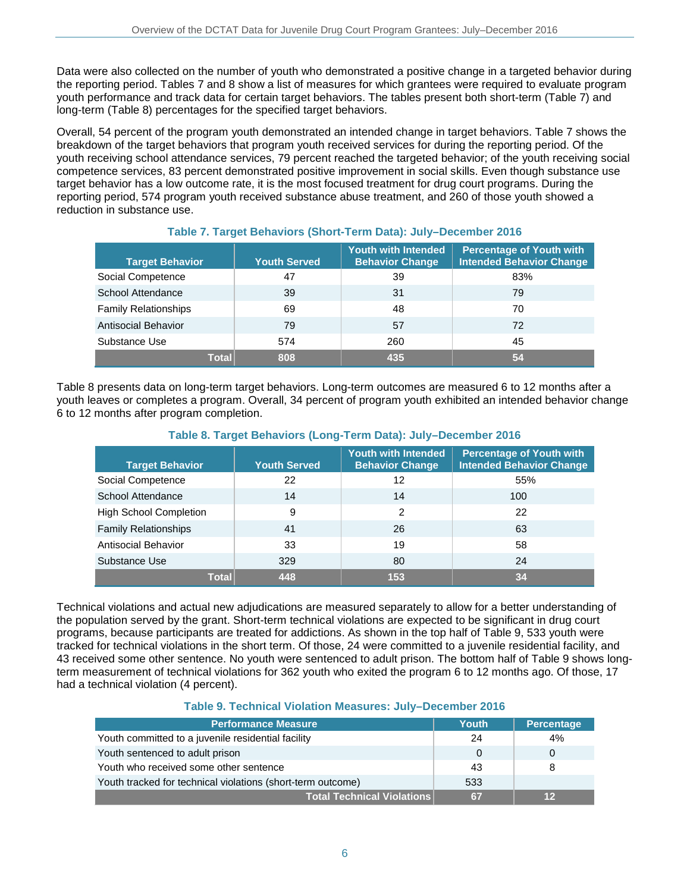Data were also collected on the number of youth who demonstrated a positive change in a targeted behavior during the reporting period. Tables 7 and 8 show a list of measures for which grantees were required to evaluate program youth performance and track data for certain target behaviors. The tables present both short-term (Table 7) and long-term (Table 8) percentages for the specified target behaviors.

Overall, 54 percent of the program youth demonstrated an intended change in target behaviors. Table 7 shows the breakdown of the target behaviors that program youth received services for during the reporting period. Of the youth receiving school attendance services, 79 percent reached the targeted behavior; of the youth receiving social competence services, 83 percent demonstrated positive improvement in social skills. Even though substance use target behavior has a low outcome rate, it is the most focused treatment for drug court programs. During the reporting period, 574 program youth received substance abuse treatment, and 260 of those youth showed a reduction in substance use.

### Table 7. Target Behaviors (Short-Term Data): July–December 2016

| Target Behavior | Youth Served | Youth with Intended Behavior Change | Percentage of Youth with Intended Behavior Change |
|---|---|---|---|
| Social Competence | 47 | 39 | 83% |
| School Attendance | 39 | 31 | 79 |
| Family Relationships | 69 | 48 | 70 |
| Antisocial Behavior | 79 | 57 | 72 |
| Substance Use | 574 | 260 | 45 |
| **Total** | **808** | **435** | **54** |

Table 8 presents data on long-term target behaviors. Long-term outcomes are measured 6 to 12 months after a youth leaves or completes a program. Overall, 34 percent of program youth exhibited an intended behavior change 6 to 12 months after program completion.

### Table 8. Target Behaviors (Long-Term Data): July–December 2016

| Target Behavior | Youth Served | Youth with Intended Behavior Change | Percentage of Youth with Intended Behavior Change |
|---|---|---|---|
| Social Competence | 22 | 12 | 55% |
| School Attendance | 14 | 14 | 100 |
| High School Completion | 9 | 2 | 22 |
| Family Relationships | 41 | 26 | 63 |
| Antisocial Behavior | 33 | 19 | 58 |
| Substance Use | 329 | 80 | 24 |
| **Total** | **448** | **153** | **34** |

Technical violations and actual new adjudications are measured separately to allow for a better understanding of the population served by the grant. Short-term technical violations are expected to be significant in drug court programs, because participants are treated for addictions. As shown in the top half of Table 9, 533 youth were tracked for technical violations in the short term. Of those, 24 were committed to a juvenile residential facility, and 43 received some other sentence. No youth were sentenced to adult prison. The bottom half of Table 9 shows long-term measurement of technical violations for 362 youth who exited the program 6 to 12 months ago. Of those, 17 had a technical violation (4 percent).

### Table 9. Technical Violation Measures: July–December 2016

| Performance Measure | Youth | Percentage |
|---|---|---|
| Youth committed to a juvenile residential facility | 24 | 4% |
| Youth sentenced to adult prison | 0 | 0 |
| Youth who received some other sentence | 43 | 8 |
| Youth tracked for technical violations (short-term outcome) | 533 | |
| **Total Technical Violations** | **67** | **12** |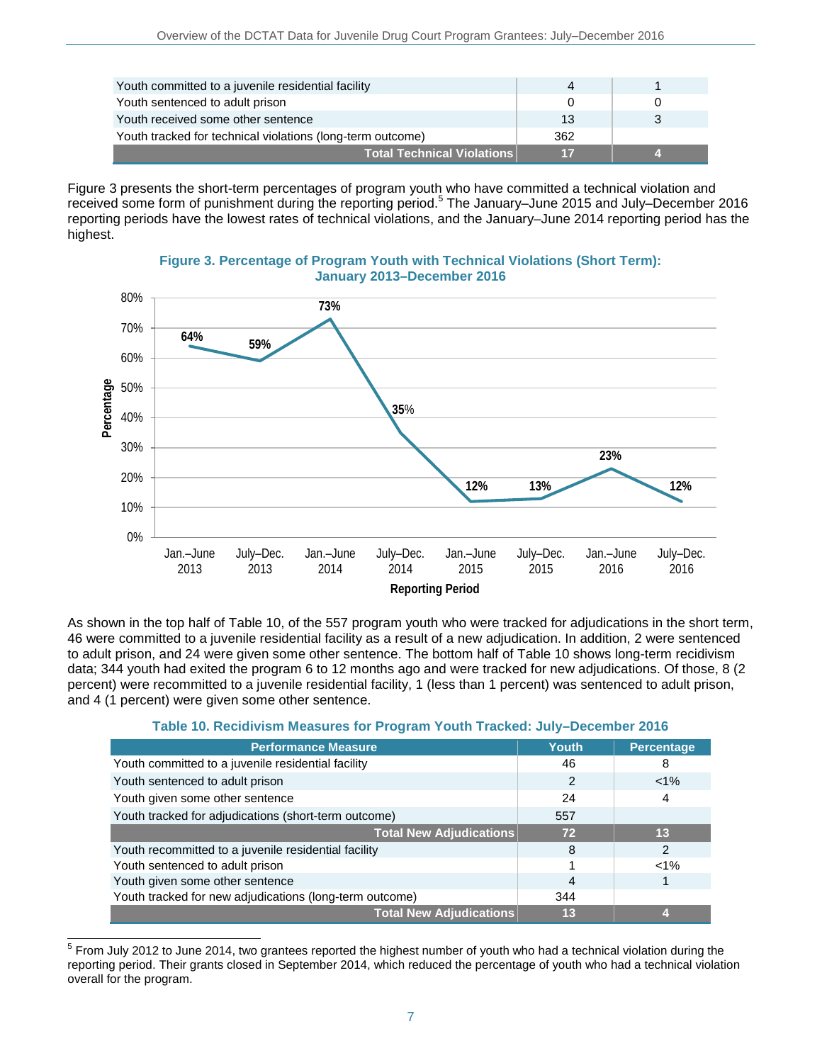| | | |
|---|---|---|
| Youth committed to a juvenile residential facility | 4 | 1 |
| Youth sentenced to adult prison | 0 | 0 |
| Youth received some other sentence | 13 | 3 |
| Youth tracked for technical violations (long-term outcome) | 362 | |
| **Total Technical Violations** | **17** | **4** |

Figure 3 presents the short-term percentages of program youth who have committed a technical violation and received some form of punishment during the reporting period.[5] The January–June 2015 and July–December 2016 reporting periods have the lowest rates of technical violations, and the January–June 2014 reporting period has the highest.

**Figure 3. Percentage of Program Youth with Technical Violations (Short Term): January 2013–December 2016**

| Reporting Period | Percentage |
|---|---|
| Jan.–June 2013 | 64% |
| July–Dec. 2013 | 59% |
| Jan.–June 2014 | 73% |
| July–Dec. 2014 | 35% |
| Jan.–June 2015 | 12% |
| July–Dec. 2015 | 13% |
| Jan.–June 2016 | 23% |
| July–Dec. 2016 | 12% |

As shown in the top half of Table 10, of the 557 program youth who were tracked for adjudications in the short term, 46 were committed to a juvenile residential facility as a result of a new adjudication. In addition, 2 were sentenced to adult prison, and 24 were given some other sentence. The bottom half of Table 10 shows long-term recidivism data; 344 youth had exited the program 6 to 12 months ago and were tracked for new adjudications. Of those, 8 (2 percent) were recommitted to a juvenile residential facility, 1 (less than 1 percent) was sentenced to adult prison, and 4 (1 percent) were given some other sentence.

**Table 10. Recidivism Measures for Program Youth Tracked: July–December 2016**

| Performance Measure | Youth | Percentage |
|---|---|---|
| Youth committed to a juvenile residential facility | 46 | 8 |
| Youth sentenced to adult prison | 2 | <1% |
| Youth given some other sentence | 24 | 4 |
| Youth tracked for adjudications (short-term outcome) | 557 | |
| **Total New Adjudications** | **72** | **13** |
| Youth recommitted to a juvenile residential facility | 8 | 2 |
| Youth sentenced to adult prison | 1 | <1% |
| Youth given some other sentence | 4 | 1 |
| Youth tracked for new adjudications (long-term outcome) | 344 | |
| **Total New Adjudications** | **13** | **4** |

[5] From July 2012 to June 2014, two grantees reported the highest number of youth who had a technical violation during the reporting period. Their grants closed in September 2014, which reduced the percentage of youth who had a technical violation overall for the program.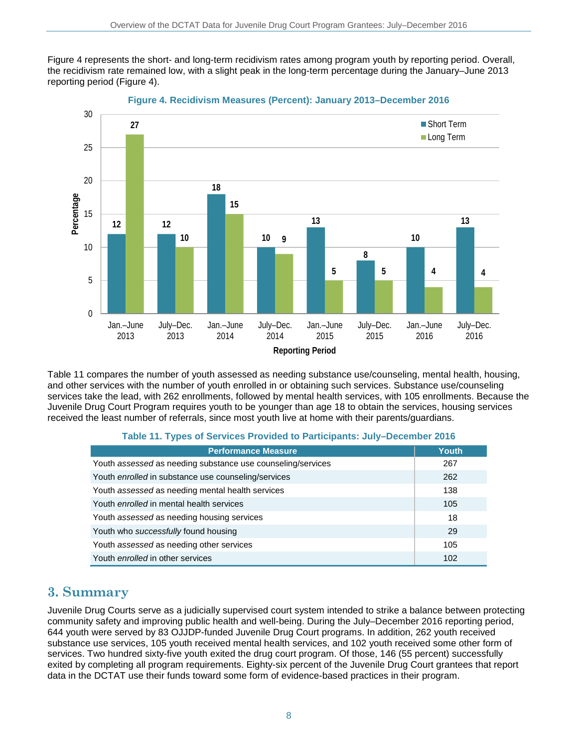Figure 4 represents the short- and long-term recidivism rates among program youth by reporting period. Overall, the recidivism rate remained low, with a slight peak in the long-term percentage during the January–June 2013 reporting period (Figure 4).

**Figure 4. Recidivism Measures (Percent): January 2013–December 2016**

Short Term
Long Term

Percentage
0
5
10
15
20
25
30

Jan.–June 2013: 12, 27
July–Dec. 2013: 12, 10
Jan.–June 2014: 18, 15
July–Dec. 2014: 10, 9
Jan.–June 2015: 13, 5
July–Dec. 2015: 8, 5
Jan.–June 2016: 10, 4
July–Dec. 2016: 13, 4

Reporting Period

Table 11 compares the number of youth assessed as needing substance use/counseling, mental health, housing, and other services with the number of youth enrolled in or obtaining such services. Substance use/counseling services take the lead, with 262 enrollments, followed by mental health services, with 105 enrollments. Because the Juvenile Drug Court Program requires youth to be younger than age 18 to obtain the services, housing services received the least number of referrals, since most youth live at home with their parents/guardians.

**Table 11. Types of Services Provided to Participants: July–December 2016**

| Performance Measure | Youth |
|---|---|
| Youth *assessed* as needing substance use counseling/services | 267 |
| Youth *enrolled* in substance use counseling/services | 262 |
| Youth *assessed* as needing mental health services | 138 |
| Youth *enrolled* in mental health services | 105 |
| Youth *assessed* as needing housing services | 18 |
| Youth who *successfully* found housing | 29 |
| Youth *assessed* as needing other services | 105 |
| Youth *enrolled* in other services | 102 |

## 3. Summary

Juvenile Drug Courts serve as a judicially supervised court system intended to strike a balance between protecting community safety and improving public health and well-being. During the July–December 2016 reporting period, 644 youth were served by 83 OJJDP-funded Juvenile Drug Court programs. In addition, 262 youth received substance use services, 105 youth received mental health services, and 102 youth received some other form of services. Two hundred sixty-five youth exited the drug court program. Of those, 146 (55 percent) successfully exited by completing all program requirements. Eighty-six percent of the Juvenile Drug Court grantees that report data in the DCTAT use their funds toward some form of evidence-based practices in their program.